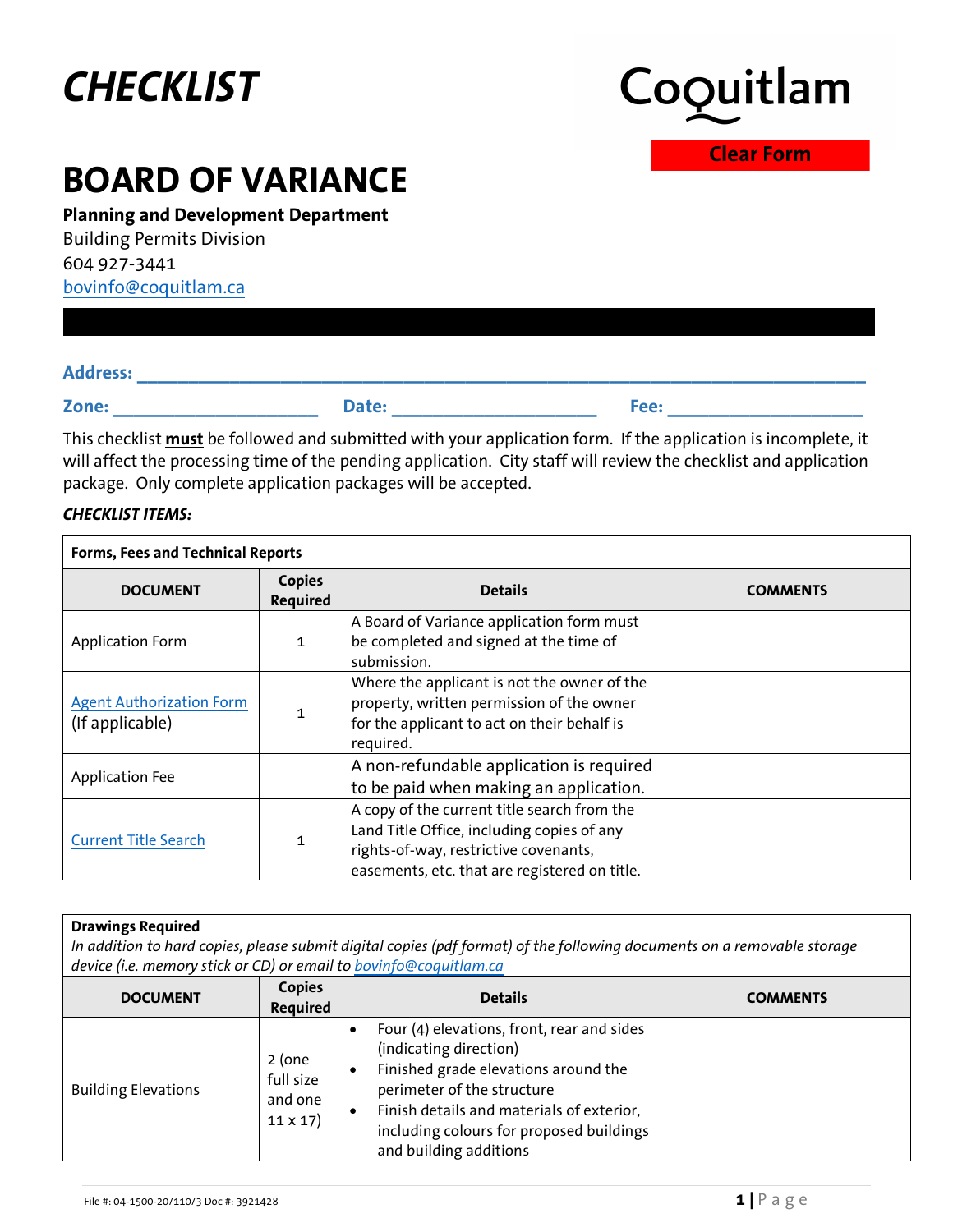# CHECKLIST

Coquitlam

Clear Form

# BOARD OF VARIANCE

**Planning and Development Department**
Building Permits Division
604 927-3441
bovinfo@coquitlam.ca

**Address:** ______________________________________________

**Zone:** ____________________ **Date:** ____________________ **Fee:** ____________________

This checklist **must** be followed and submitted with your application form. If the application is incomplete, it will affect the processing time of the pending application. City staff will review the checklist and application package. Only complete application packages will be accepted.

***CHECKLIST ITEMS:***

| **Forms, Fees and Technical Reports** | | | |
|---|---|---|---|
| **DOCUMENT** | **Copies Required** | **Details** | **COMMENTS** |
| Application Form | 1 | A Board of Variance application form must be completed and signed at the time of submission. | |
| Agent Authorization Form (If applicable) | 1 | Where the applicant is not the owner of the property, written permission of the owner for the applicant to act on their behalf is required. | |
| Application Fee | | A non-refundable application is required to be paid when making an application. | |
| Current Title Search | 1 | A copy of the current title search from the Land Title Office, including copies of any rights-of-way, restrictive covenants, easements, etc. that are registered on title. | |

**Drawings Required**
*In addition to hard copies, please submit digital copies (pdf format) of the following documents on a removable storage device (i.e. memory stick or CD) or email to bovinfo@coquitlam.ca*

| **DOCUMENT** | **Copies Required** | **Details** | **COMMENTS** |
|---|---|---|---|
| Building Elevations | 2 (one full size and one 11 x 17) | • Four (4) elevations, front, rear and sides (indicating direction) <br> • Finished grade elevations around the perimeter of the structure <br> • Finish details and materials of exterior, including colours for proposed buildings and building additions | |

File #: 04-1500-20/110/3 Doc #: 3921428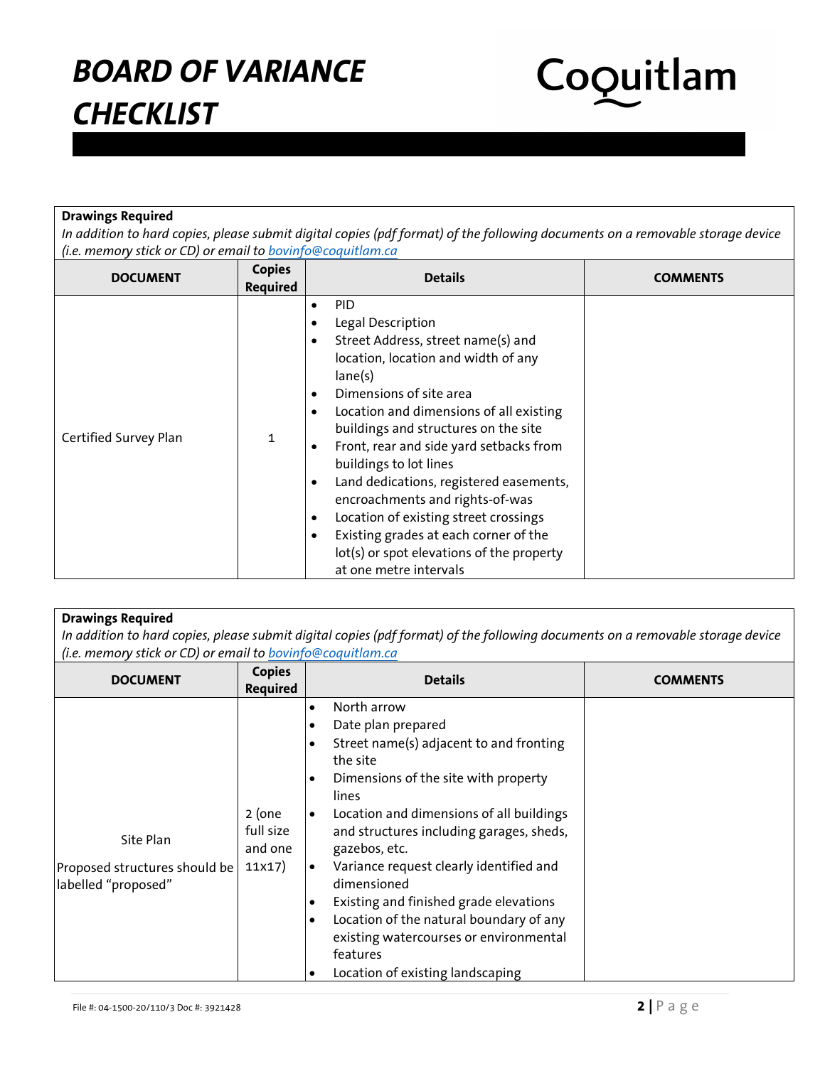# BOARD OF VARIANCE CHECKLIST

**Drawings Required**

*In addition to hard copies, please submit digital copies (pdf format) of the following documents on a removable storage device (i.e. memory stick or CD) or email to [bovinfo@coquitlam.ca](mailto:bovinfo@coquitlam.ca)*

| DOCUMENT | Copies Required | Details | COMMENTS |
|---|---|---|---|
| Certified Survey Plan | 1 | • PID<br>• Legal Description<br>• Street Address, street name(s) and location, location and width of any lane(s)<br>• Dimensions of site area<br>• Location and dimensions of all existing buildings and structures on the site<br>• Front, rear and side yard setbacks from buildings to lot lines<br>• Land dedications, registered easements, encroachments and rights-of-was<br>• Location of existing street crossings<br>• Existing grades at each corner of the lot(s) or spot elevations of the property at one metre intervals | |

**Drawings Required**

*In addition to hard copies, please submit digital copies (pdf format) of the following documents on a removable storage device (i.e. memory stick or CD) or email to [bovinfo@coquitlam.ca](mailto:bovinfo@coquitlam.ca)*

| DOCUMENT | Copies Required | Details | COMMENTS |
|---|---|---|---|
| Site Plan<br><br>Proposed structures should be labelled "proposed" | 2 (one full size and one 11x17) | • North arrow<br>• Date plan prepared<br>• Street name(s) adjacent to and fronting the site<br>• Dimensions of the site with property lines<br>• Location and dimensions of all buildings and structures including garages, sheds, gazebos, etc.<br>• Variance request clearly identified and dimensioned<br>• Existing and finished grade elevations<br>• Location of the natural boundary of any existing watercourses or environmental features<br>• Location of existing landscaping | |

File #: 04-1500-20/110/3 Doc #: 3921428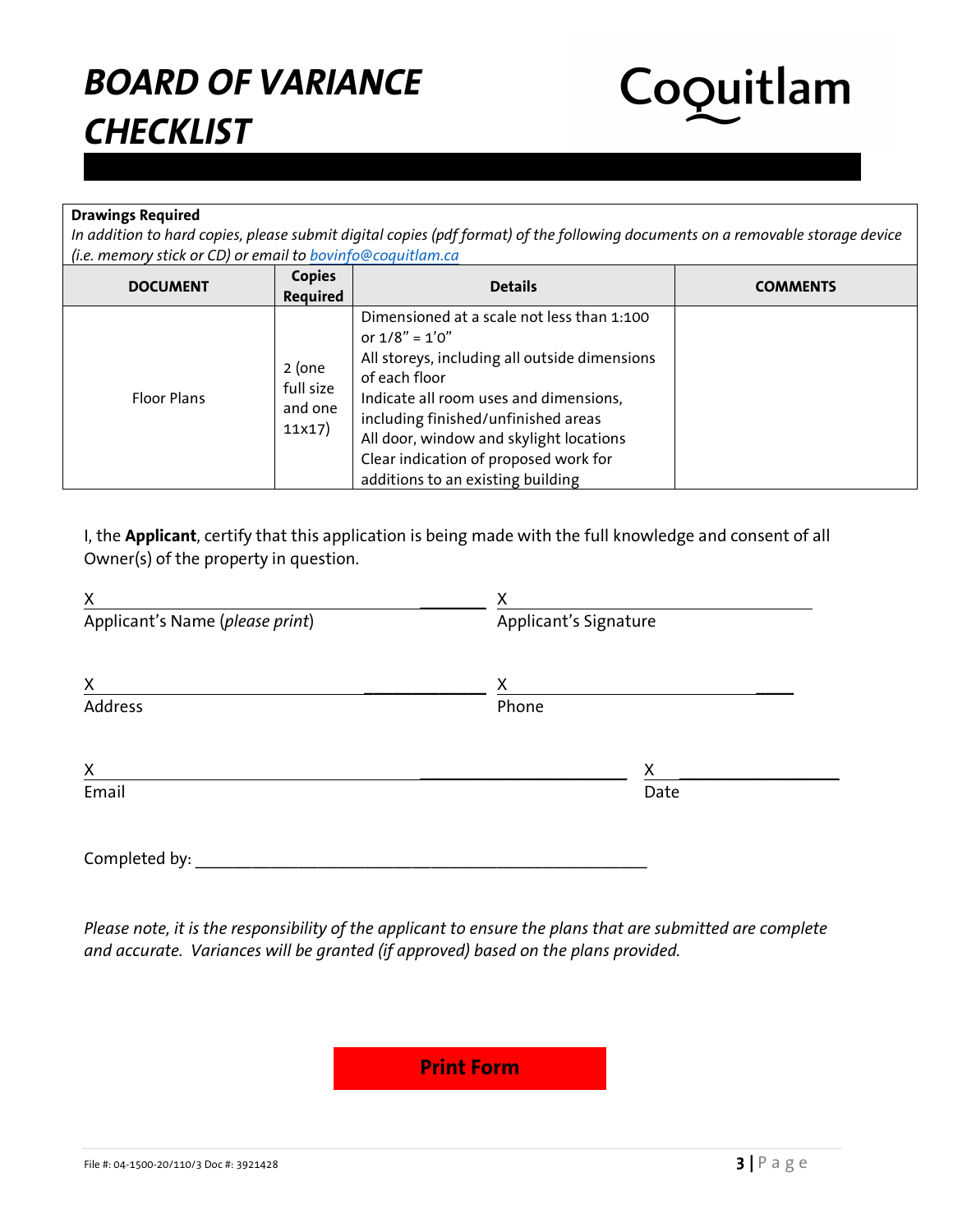# *BOARD OF VARIANCE CHECKLIST*

Coquitlam

**Drawings Required**

*In addition to hard copies, please submit digital copies (pdf format) of the following documents on a removable storage device (i.e. memory stick or CD) or email to bovinfo@coquitlam.ca*

| DOCUMENT | Copies Required | Details | COMMENTS |
|---|---|---|---|
| Floor Plans | 2 (one full size and one 11x17) | Dimensioned at a scale not less than 1:100 or 1/8" = 1'0"<br>All storeys, including all outside dimensions of each floor<br>Indicate all room uses and dimensions, including finished/unfinished areas<br>All door, window and skylight locations<br>Clear indication of proposed work for additions to an existing building | |

I, the **Applicant**, certify that this application is being made with the full knowledge and consent of all Owner(s) of the property in question.

X ______________________________
Applicant's Name (*please print*)

X ______________________________
Applicant's Signature

X ______________________________
Address

X ______________________________
Phone

X ______________________________
Email

X ______________________________
Date

Completed by: ______________________________

*Please note, it is the responsibility of the applicant to ensure the plans that are submitted are complete and accurate. Variances will be granted (if approved) based on the plans provided.*

**Print Form**

File #: 04-1500-20/110/3 Doc #: 3921428